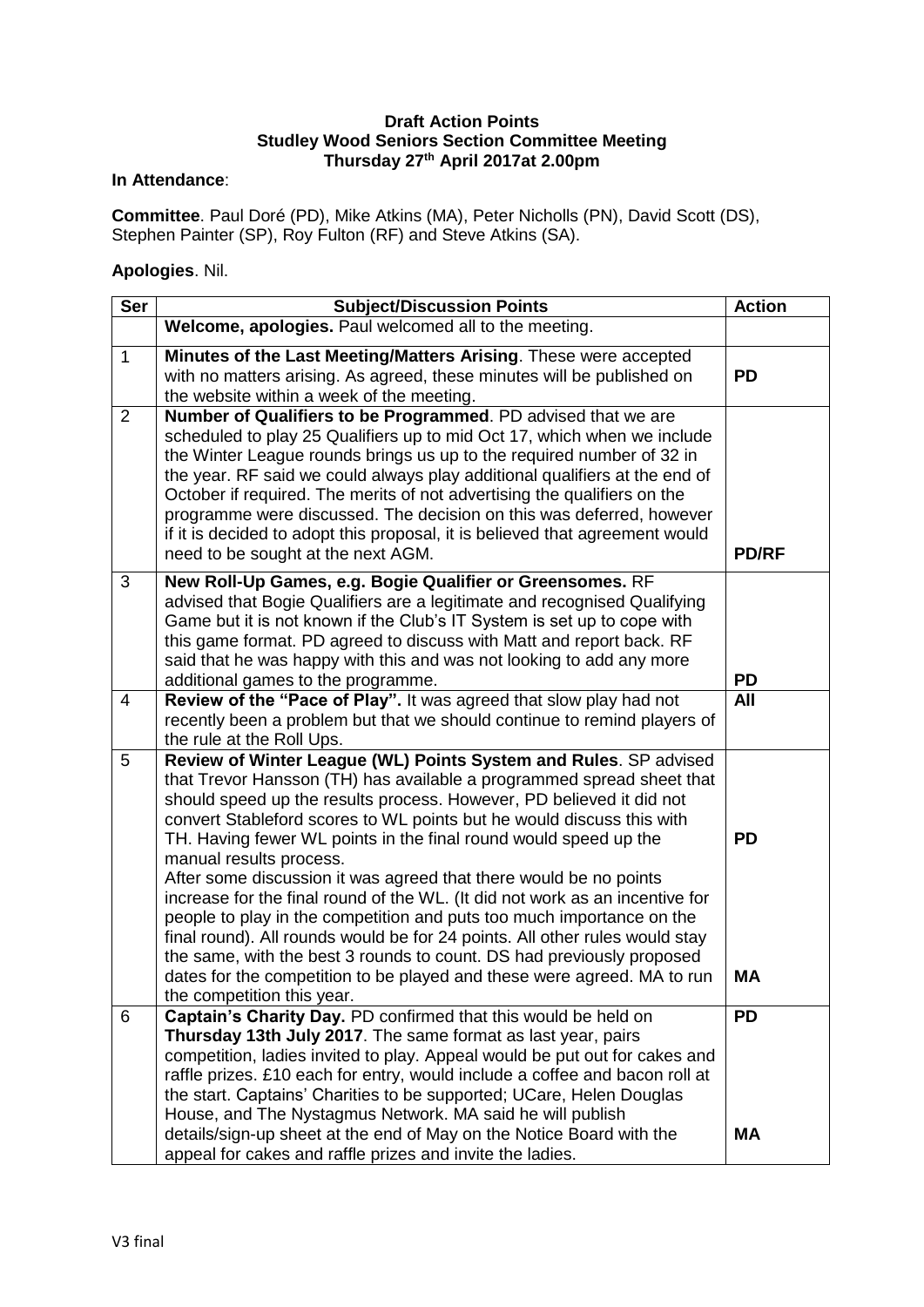**Draft Action Points**
**Studley Wood Seniors Section Committee Meeting**
**Thursday 27th April 2017at 2.00pm**

**In Attendance**:

**Committee**. Paul Doré (PD), Mike Atkins (MA), Peter Nicholls (PN), David Scott (DS), Stephen Painter (SP), Roy Fulton (RF) and Steve Atkins (SA).

**Apologies**. Nil.

| Ser | Subject/Discussion Points | Action |
|---|---|---|
| | **Welcome, apologies.** Paul welcomed all to the meeting. | |
| 1 | **Minutes of the Last Meeting/Matters Arising**. These were accepted with no matters arising. As agreed, these minutes will be published on the website within a week of the meeting. | **PD** |
| 2 | **Number of Qualifiers to be Programmed**. PD advised that we are scheduled to play 25 Qualifiers up to mid Oct 17, which when we include the Winter League rounds brings us up to the required number of 32 in the year. RF said we could always play additional qualifiers at the end of October if required. The merits of not advertising the qualifiers on the programme were discussed. The decision on this was deferred, however if it is decided to adopt this proposal, it is believed that agreement would need to be sought at the next AGM. | **PD/RF** |
| 3 | **New Roll-Up Games, e.g. Bogie Qualifier or Greensomes.** RF advised that Bogie Qualifiers are a legitimate and recognised Qualifying Game but it is not known if the Club's IT System is set up to cope with this game format. PD agreed to discuss with Matt and report back. RF said that he was happy with this and was not looking to add any more additional games to the programme. | **PD** |
| 4 | **Review of the "Pace of Play".** It was agreed that slow play had not recently been a problem but that we should continue to remind players of the rule at the Roll Ups. | **All** |
| 5 | **Review of Winter League (WL) Points System and Rules**. SP advised that Trevor Hansson (TH) has available a programmed spread sheet that should speed up the results process. However, PD believed it did not convert Stableford scores to WL points but he would discuss this with TH. Having fewer WL points in the final round would speed up the manual results process.<br>After some discussion it was agreed that there would be no points increase for the final round of the WL. (It did not work as an incentive for people to play in the competition and puts too much importance on the final round). All rounds would be for 24 points. All other rules would stay the same, with the best 3 rounds to count. DS had previously proposed dates for the competition to be played and these were agreed. MA to run the competition this year. | **PD**<br><br>**MA** |
| 6 | **Captain's Charity Day.** PD confirmed that this would be held on **Thursday 13th July 2017**. The same format as last year, pairs competition, ladies invited to play. Appeal would be put out for cakes and raffle prizes. £10 each for entry, would include a coffee and bacon roll at the start. Captains' Charities to be supported; UCare, Helen Douglas House, and The Nystagmus Network. MA said he will publish details/sign-up sheet at the end of May on the Notice Board with the appeal for cakes and raffle prizes and invite the ladies. | **PD**<br><br>**MA** |

V3 final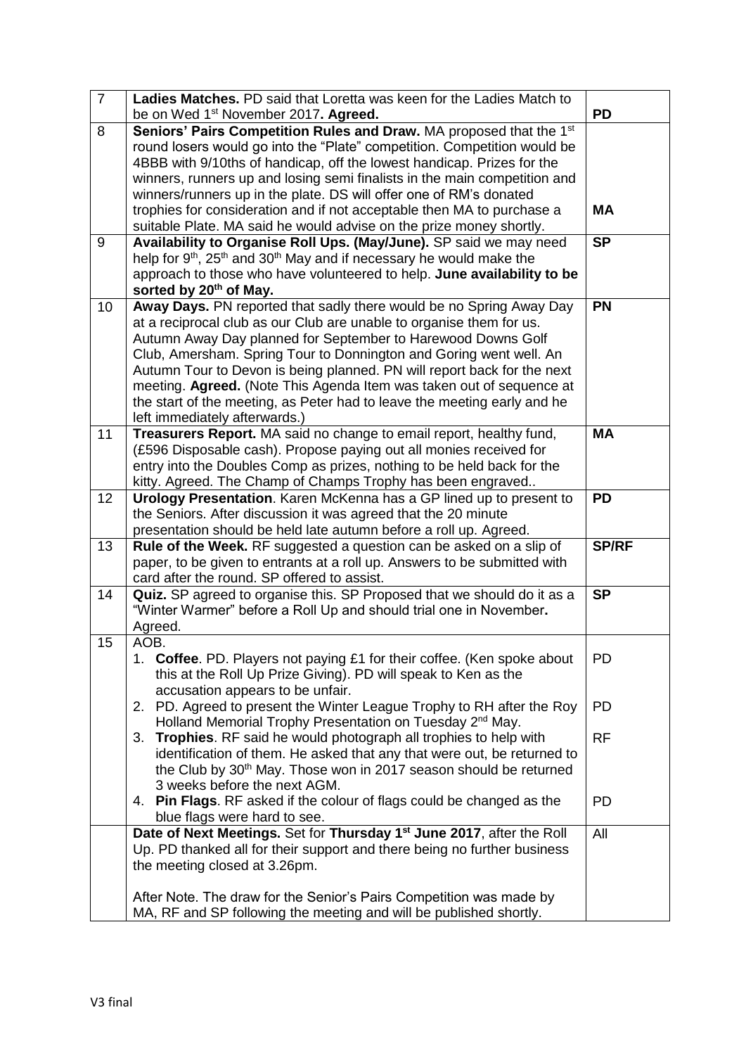| | | |
|---|---|---|
| 7 | **Ladies Matches.** PD said that Loretta was keen for the Ladies Match to be on Wed 1st November 2017**. Agreed.** | **PD** |
| 8 | **Seniors' Pairs Competition Rules and Draw.** MA proposed that the 1st round losers would go into the "Plate" competition. Competition would be 4BBB with 9/10ths of handicap, off the lowest handicap. Prizes for the winners, runners up and losing semi finalists in the main competition and winners/runners up in the plate. DS will offer one of RM's donated trophies for consideration and if not acceptable then MA to purchase a suitable Plate. MA said he would advise on the prize money shortly. | **MA** |
| 9 | **Availability to Organise Roll Ups. (May/June).** SP said we may need help for 9th, 25th and 30th May and if necessary he would make the approach to those who have volunteered to help. **June availability to be sorted by 20th of May.** | **SP** |
| 10 | **Away Days.** PN reported that sadly there would be no Spring Away Day at a reciprocal club as our Club are unable to organise them for us. Autumn Away Day planned for September to Harewood Downs Golf Club, Amersham. Spring Tour to Donnington and Goring went well. An Autumn Tour to Devon is being planned. PN will report back for the next meeting. **Agreed.** (Note This Agenda Item was taken out of sequence at the start of the meeting, as Peter had to leave the meeting early and he left immediately afterwards.) | **PN** |
| 11 | **Treasurers Report.** MA said no change to email report, healthy fund, (£596 Disposable cash). Propose paying out all monies received for entry into the Doubles Comp as prizes, nothing to be held back for the kitty. Agreed. The Champ of Champs Trophy has been engraved.. | **MA** |
| 12 | **Urology Presentation**. Karen McKenna has a GP lined up to present to the Seniors. After discussion it was agreed that the 20 minute presentation should be held late autumn before a roll up. Agreed. | **PD** |
| 13 | **Rule of the Week.** RF suggested a question can be asked on a slip of paper, to be given to entrants at a roll up. Answers to be submitted with card after the round. SP offered to assist. | **SP/RF** |
| 14 | **Quiz.** SP agreed to organise this. SP Proposed that we should do it as a "Winter Warmer" before a Roll Up and should trial one in November**.** Agreed. | **SP** |
| 15 | AOB.<br>1. **Coffee**. PD. Players not paying £1 for their coffee. (Ken spoke about this at the Roll Up Prize Giving). PD will speak to Ken as the accusation appears to be unfair.<br>2. PD. Agreed to present the Winter League Trophy to RH after the Roy Holland Memorial Trophy Presentation on Tuesday 2nd May.<br>3. **Trophies**. RF said he would photograph all trophies to help with identification of them. He asked that any that were out, be returned to the Club by 30th May. Those won in 2017 season should be returned 3 weeks before the next AGM.<br>4. **Pin Flags**. RF asked if the colour of flags could be changed as the blue flags were hard to see. | PD<br><br>PD<br><br>RF<br><br>PD |
| | **Date of Next Meetings.** Set for **Thursday 1st June 2017**, after the Roll Up. PD thanked all for their support and there being no further business the meeting closed at 3.26pm.<br><br>After Note. The draw for the Senior's Pairs Competition was made by MA, RF and SP following the meeting and will be published shortly. | All |

V3 final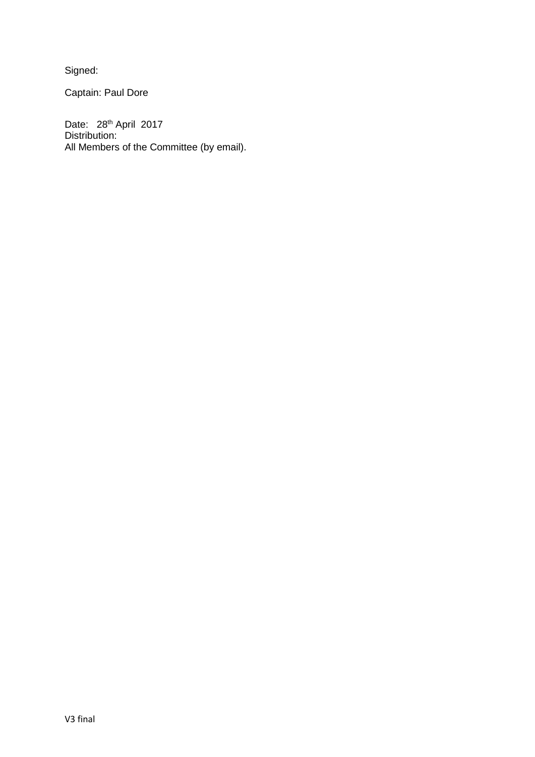Signed:

Captain: Paul Dore

Date: 28th April 2017
Distribution:
All Members of the Committee (by email).

V3 final